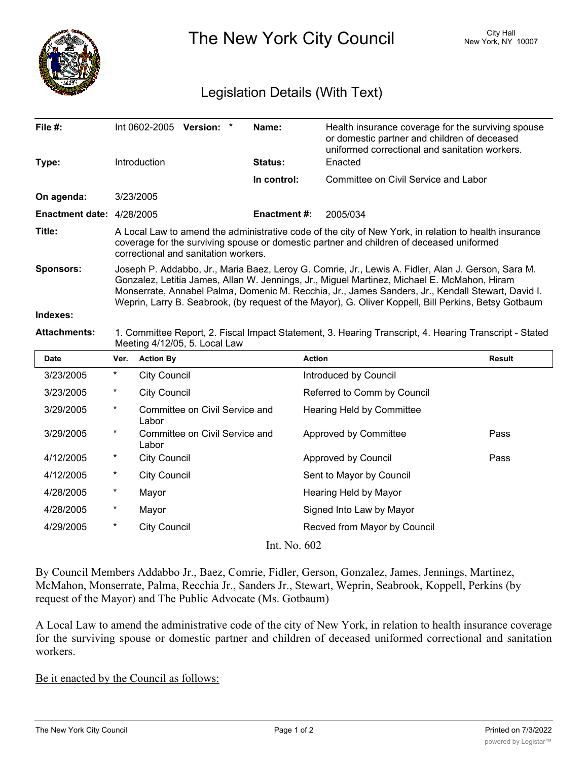# The New York City Council

City Hall
New York, NY 10007

## Legislation Details (With Text)

| | | | |
|---|---|---|---|
| **File #:** | Int 0602-2005 **Version:** * | **Name:** | Health insurance coverage for the surviving spouse or domestic partner and children of deceased uniformed correctional and sanitation workers. |
| **Type:** | Introduction | **Status:** | Enacted |
| | | **In control:** | Committee on Civil Service and Labor |
| **On agenda:** | 3/23/2005 | | |
| **Enactment date:** | 4/28/2005 | **Enactment #:** | 2005/034 |

**Title:** A Local Law to amend the administrative code of the city of New York, in relation to health insurance coverage for the surviving spouse or domestic partner and children of deceased uniformed correctional and sanitation workers.

**Sponsors:** Joseph P. Addabbo, Jr., Maria Baez, Leroy G. Comrie, Jr., Lewis A. Fidler, Alan J. Gerson, Sara M. Gonzalez, Letitia James, Allan W. Jennings, Jr., Miguel Martinez, Michael E. McMahon, Hiram Monserrate, Annabel Palma, Domenic M. Recchia, Jr., James Sanders, Jr., Kendall Stewart, David I. Weprin, Larry B. Seabrook, (by request of the Mayor), G. Oliver Koppell, Bill Perkins, Betsy Gotbaum

**Indexes:**

**Attachments:** 1. Committee Report, 2. Fiscal Impact Statement, 3. Hearing Transcript, 4. Hearing Transcript - Stated Meeting 4/12/05, 5. Local Law

| Date | Ver. | Action By | Action | Result |
|---|---|---|---|---|
| 3/23/2005 | * | City Council | Introduced by Council | |
| 3/23/2005 | * | City Council | Referred to Comm by Council | |
| 3/29/2005 | * | Committee on Civil Service and Labor | Hearing Held by Committee | |
| 3/29/2005 | * | Committee on Civil Service and Labor | Approved by Committee | Pass |
| 4/12/2005 | * | City Council | Approved by Council | Pass |
| 4/12/2005 | * | City Council | Sent to Mayor by Council | |
| 4/28/2005 | * | Mayor | Hearing Held by Mayor | |
| 4/28/2005 | * | Mayor | Signed Into Law by Mayor | |
| 4/29/2005 | * | City Council | Recved from Mayor by Council | |

Int. No. 602

By Council Members Addabbo Jr., Baez, Comrie, Fidler, Gerson, Gonzalez, James, Jennings, Martinez, McMahon, Monserrate, Palma, Recchia Jr., Sanders Jr., Stewart, Weprin, Seabrook, Koppell, Perkins (by request of the Mayor) and The Public Advocate (Ms. Gotbaum)

A Local Law to amend the administrative code of the city of New York, in relation to health insurance coverage for the surviving spouse or domestic partner and children of deceased uniformed correctional and sanitation workers.

Be it enacted by the Council as follows: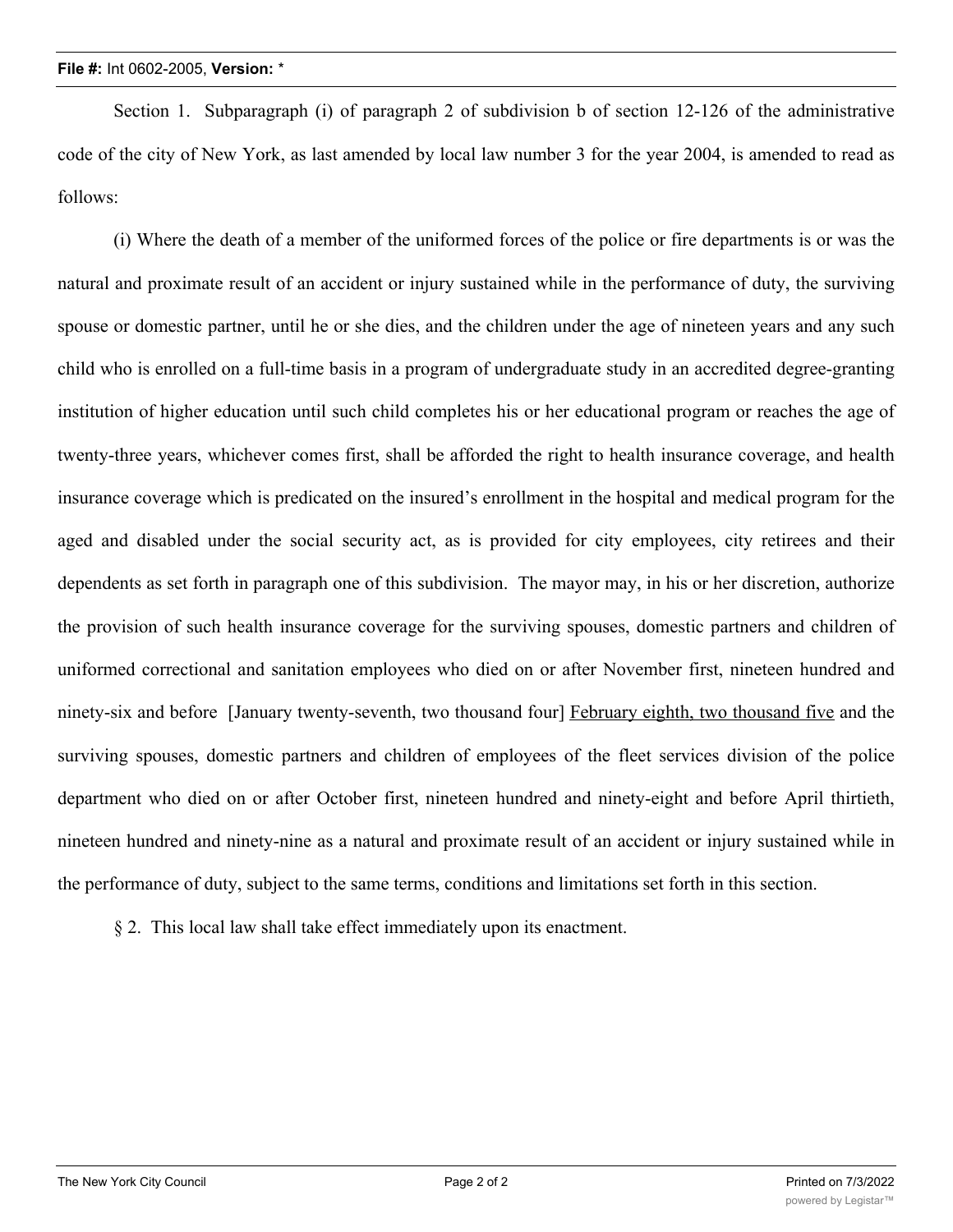Section 1. Subparagraph (i) of paragraph 2 of subdivision b of section 12-126 of the administrative code of the city of New York, as last amended by local law number 3 for the year 2004, is amended to read as follows:

(i) Where the death of a member of the uniformed forces of the police or fire departments is or was the natural and proximate result of an accident or injury sustained while in the performance of duty, the surviving spouse or domestic partner, until he or she dies, and the children under the age of nineteen years and any such child who is enrolled on a full-time basis in a program of undergraduate study in an accredited degree-granting institution of higher education until such child completes his or her educational program or reaches the age of twenty-three years, whichever comes first, shall be afforded the right to health insurance coverage, and health insurance coverage which is predicated on the insured's enrollment in the hospital and medical program for the aged and disabled under the social security act, as is provided for city employees, city retirees and their dependents as set forth in paragraph one of this subdivision. The mayor may, in his or her discretion, authorize the provision of such health insurance coverage for the surviving spouses, domestic partners and children of uniformed correctional and sanitation employees who died on or after November first, nineteen hundred and ninety-six and before [January twenty-seventh, two thousand four] <u>February eighth, two thousand five</u> and the surviving spouses, domestic partners and children of employees of the fleet services division of the police department who died on or after October first, nineteen hundred and ninety-eight and before April thirtieth, nineteen hundred and ninety-nine as a natural and proximate result of an accident or injury sustained while in the performance of duty, subject to the same terms, conditions and limitations set forth in this section.

§ 2. This local law shall take effect immediately upon its enactment.